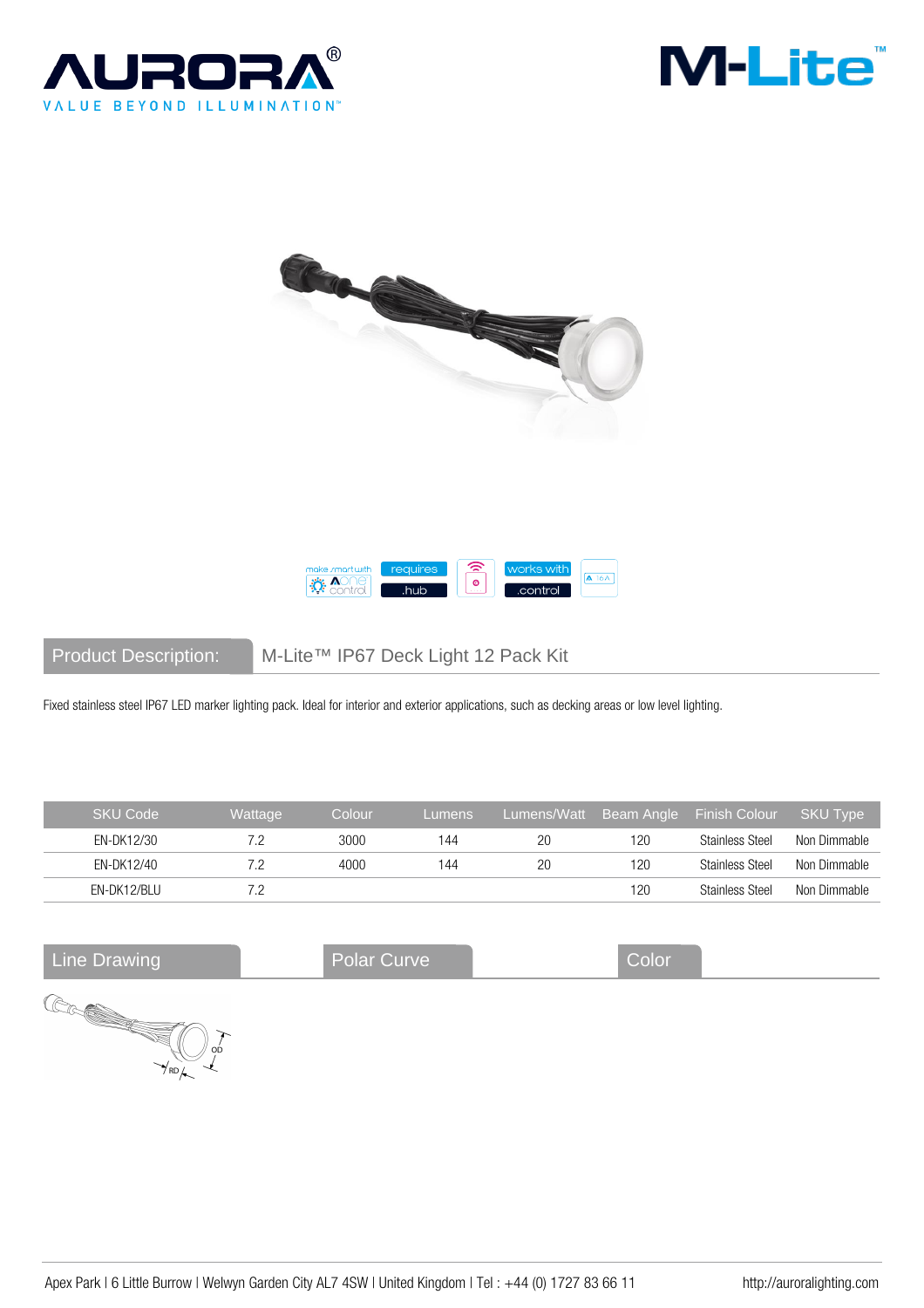AURORA®
VALUE BEYOND ILLUMINATION™

M-Lite™

make smart with Aone control | requires .hub | works with .control

## Product Description: M-Lite™ IP67 Deck Light 12 Pack Kit

Fixed stainless steel IP67 LED marker lighting pack. Ideal for interior and exterior applications, such as decking areas or low level lighting.

| SKU Code | Wattage | Colour | Lumens | Lumens/Watt | Beam Angle | Finish Colour | SKU Type |
|---|---|---|---|---|---|---|---|
| EN-DK12/30 | 7.2 | 3000 | 144 | 20 | 120 | Stainless Steel | Non Dimmable |
| EN-DK12/40 | 7.2 | 4000 | 144 | 20 | 120 | Stainless Steel | Non Dimmable |
| EN-DK12/BLU | 7.2 | | | | 120 | Stainless Steel | Non Dimmable |

## Line Drawing

OD
RD

## Polar Curve

## Color

Apex Park | 6 Little Burrow | Welwyn Garden City AL7 4SW | United Kingdom | Tel : +44 (0) 1727 83 66 11 http://auroralighting.com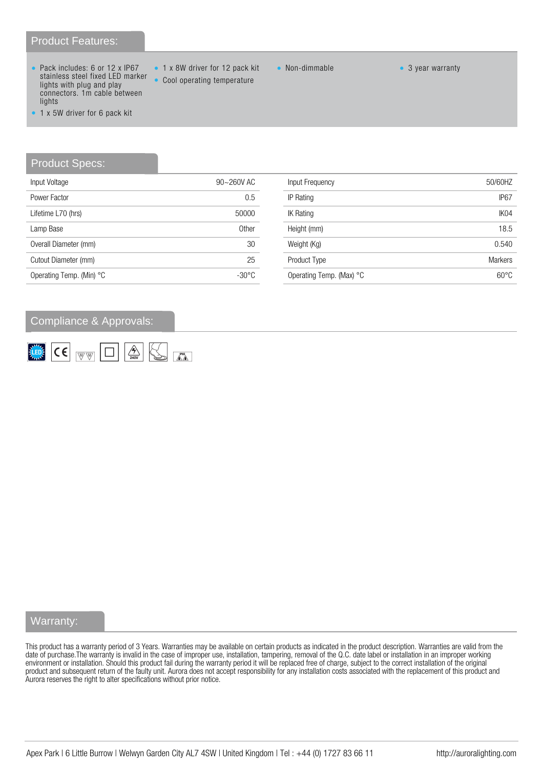## Product Features:

- Pack includes: 6 or 12 x IP67 stainless steel fixed LED marker lights with plug and play connectors. 1m cable between lights
- 1 x 5W driver for 6 pack kit
- 1 x 8W driver for 12 pack kit
- Cool operating temperature
- Non-dimmable
- 3 year warranty

## Product Specs:

| | | | |
|---|---|---|---|
| Input Voltage | 90~260V AC | Input Frequency | 50/60HZ |
| Power Factor | 0.5 | IP Rating | IP67 |
| Lifetime L70 (hrs) | 50000 | IK Rating | IK04 |
| Lamp Base | Other | Height (mm) | 18.5 |
| Overall Diameter (mm) | 30 | Weight (Kg) | 0.540 |
| Cutout Diameter (mm) | 25 | Product Type | Markers |
| Operating Temp. (Min) °C | -30°C | Operating Temp. (Max) °C | 60°C |

## Compliance & Approvals:

## Warranty:

This product has a warranty period of 3 Years. Warranties may be available on certain products as indicated in the product description. Warranties are valid from the date of purchase.The warranty is invalid in the case of improper use, installation, tampering, removal of the Q.C. date label or installation in an improper working environment or installation. Should this product fail during the warranty period it will be replaced free of charge, subject to the correct installation of the original product and subsequent return of the faulty unit. Aurora does not accept responsibility for any installation costs associated with the replacement of this product and Aurora reserves the right to alter specifications without prior notice.

Apex Park | 6 Little Burrow | Welwyn Garden City AL7 4SW | United Kingdom | Tel : +44 (0) 1727 83 66 11 http://auroralighting.com